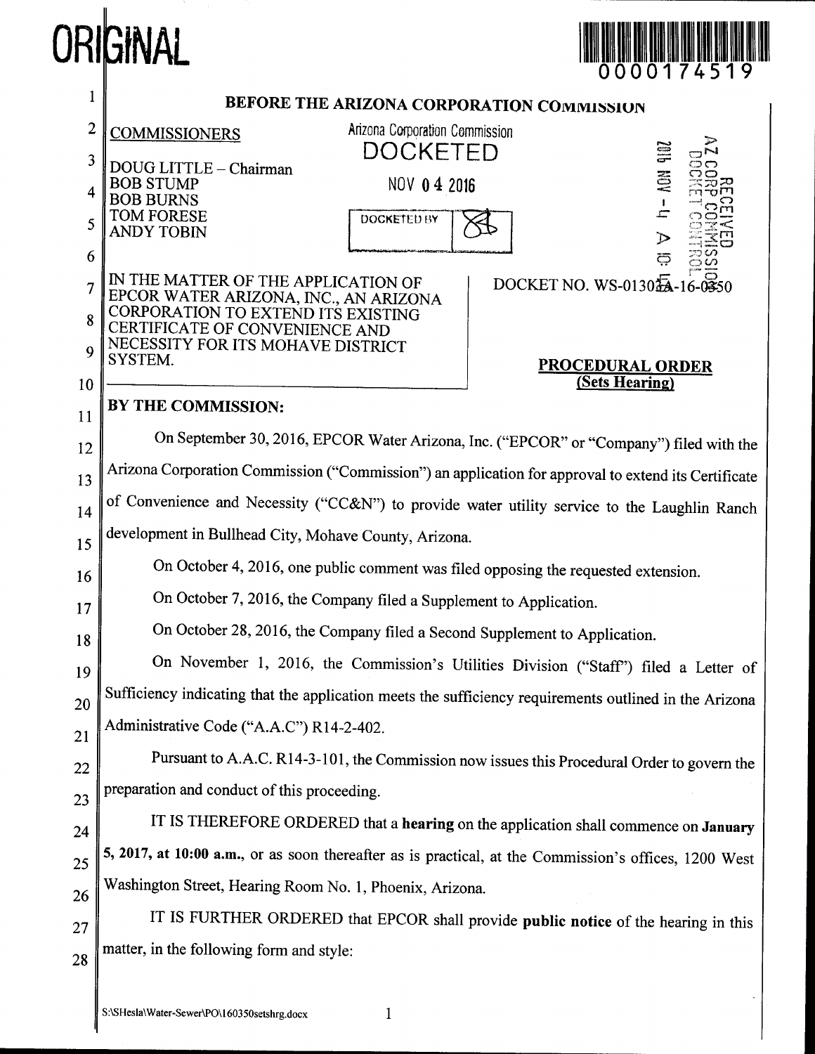ORIGINAL

0000174519

# BEFORE THE ARIZONA CORPORATION COMMISSION

COMMISSIONERS

DOUG LITTLE – Chairman
BOB STUMP
BOB BURNS
TOM FORESE
ANDY TOBIN

Arizona Corporation Commission
DOCKETED
NOV 04 2016
DOCKETED BY

RECEIVED
AZ CORP COMMISSION
DOCKET CONTROL
2016 NOV -4 A 10:

IN THE MATTER OF THE APPLICATION OF EPCOR WATER ARIZONA, INC., AN ARIZONA CORPORATION TO EXTEND ITS EXISTING CERTIFICATE OF CONVENIENCE AND NECESSITY FOR ITS MOHAVE DISTRICT SYSTEM.

DOCKET NO. WS-01303A-16-0350

**PROCEDURAL ORDER**
**(Sets Hearing)**

**BY THE COMMISSION:**

On September 30, 2016, EPCOR Water Arizona, Inc. ("EPCOR" or "Company") filed with the Arizona Corporation Commission ("Commission") an application for approval to extend its Certificate of Convenience and Necessity ("CC&N") to provide water utility service to the Laughlin Ranch development in Bullhead City, Mohave County, Arizona.

On October 4, 2016, one public comment was filed opposing the requested extension.

On October 7, 2016, the Company filed a Supplement to Application.

On October 28, 2016, the Company filed a Second Supplement to Application.

On November 1, 2016, the Commission's Utilities Division ("Staff") filed a Letter of Sufficiency indicating that the application meets the sufficiency requirements outlined in the Arizona Administrative Code ("A.A.C") R14-2-402.

Pursuant to A.A.C. R14-3-101, the Commission now issues this Procedural Order to govern the preparation and conduct of this proceeding.

IT IS THEREFORE ORDERED that a **hearing** on the application shall commence on **January 5, 2017, at 10:00 a.m.**, or as soon thereafter as is practical, at the Commission's offices, 1200 West Washington Street, Hearing Room No. 1, Phoenix, Arizona.

IT IS FURTHER ORDERED that EPCOR shall provide **public notice** of the hearing in this matter, in the following form and style:

S:\SHesla\Water-Sewer\PO\160350setshrg.docx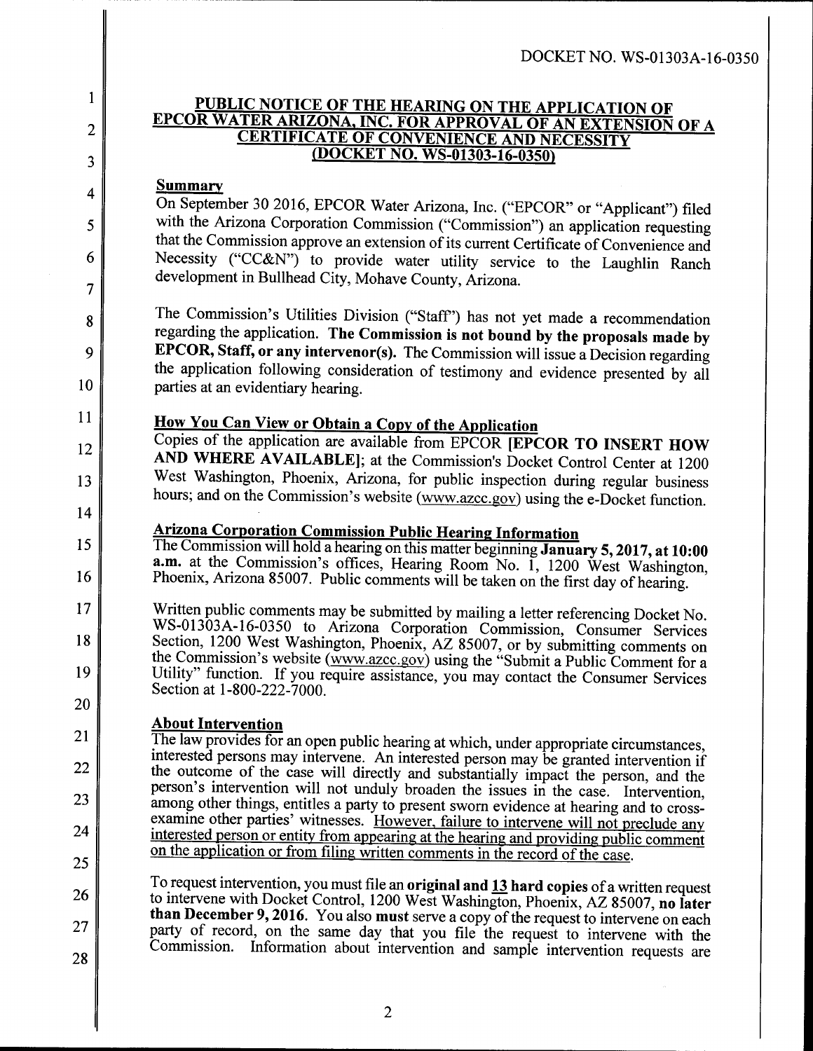## PUBLIC NOTICE OF THE HEARING ON THE APPLICATION OF EPCOR WATER ARIZONA, INC. FOR APPROVAL OF AN EXTENSION OF A CERTIFICATE OF CONVENIENCE AND NECESSITY (DOCKET NO. WS-01303-16-0350)

### Summary

On September 30 2016, EPCOR Water Arizona, Inc. ("EPCOR" or "Applicant") filed with the Arizona Corporation Commission ("Commission") an application requesting that the Commission approve an extension of its current Certificate of Convenience and Necessity ("CC&N") to provide water utility service to the Laughlin Ranch development in Bullhead City, Mohave County, Arizona.

The Commission's Utilities Division ("Staff") has not yet made a recommendation regarding the application. **The Commission is not bound by the proposals made by EPCOR, Staff, or any intervenor(s).** The Commission will issue a Decision regarding the application following consideration of testimony and evidence presented by all parties at an evidentiary hearing.

### How You Can View or Obtain a Copy of the Application

Copies of the application are available from EPCOR **[EPCOR TO INSERT HOW AND WHERE AVAILABLE]**; at the Commission's Docket Control Center at 1200 West Washington, Phoenix, Arizona, for public inspection during regular business hours; and on the Commission's website (www.azcc.gov) using the e-Docket function.

### Arizona Corporation Commission Public Hearing Information

The Commission will hold a hearing on this matter beginning **January 5, 2017, at 10:00 a.m.** at the Commission's offices, Hearing Room No. 1, 1200 West Washington, Phoenix, Arizona 85007. Public comments will be taken on the first day of hearing.

Written public comments may be submitted by mailing a letter referencing Docket No. WS-01303A-16-0350 to Arizona Corporation Commission, Consumer Services Section, 1200 West Washington, Phoenix, AZ 85007, or by submitting comments on the Commission's website (www.azcc.gov) using the "Submit a Public Comment for a Utility" function. If you require assistance, you may contact the Consumer Services Section at 1-800-222-7000.

### About Intervention

The law provides for an open public hearing at which, under appropriate circumstances, interested persons may intervene. An interested person may be granted intervention if the outcome of the case will directly and substantially impact the person, and the person's intervention will not unduly broaden the issues in the case. Intervention, among other things, entitles a party to present sworn evidence at hearing and to cross-examine other parties' witnesses. <u>However, failure to intervene will not preclude any interested person or entity from appearing at the hearing and providing public comment on the application or from filing written comments in the record of the case.</u>

To request intervention, you must file an **original and <u>13</u> hard copies** of a written request to intervene with Docket Control, 1200 West Washington, Phoenix, AZ 85007, **no later than December 9, 2016.** You also **must** serve a copy of the request to intervene on each party of record, on the same day that you file the request to intervene with the Commission. Information about intervention and sample intervention requests are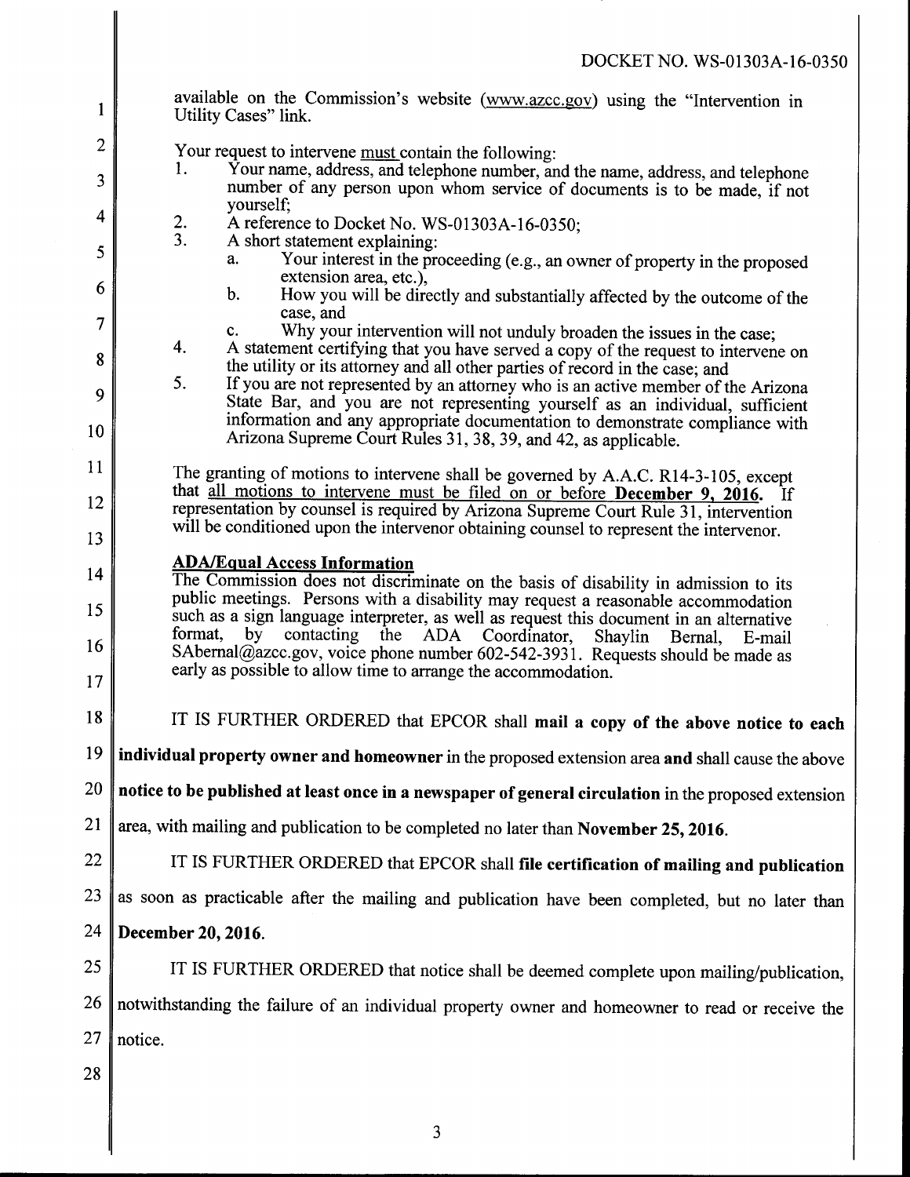available on the Commission's website (www.azcc.gov) using the "Intervention in Utility Cases" link.

Your request to intervene must contain the following:

1. Your name, address, and telephone number, and the name, address, and telephone number of any person upon whom service of documents is to be made, if not yourself;
2. A reference to Docket No. WS-01303A-16-0350;
3. A short statement explaining:
   a. Your interest in the proceeding (e.g., an owner of property in the proposed extension area, etc.),
   b. How you will be directly and substantially affected by the outcome of the case, and
   c. Why your intervention will not unduly broaden the issues in the case;
4. A statement certifying that you have served a copy of the request to intervene on the utility or its attorney and all other parties of record in the case; and
5. If you are not represented by an attorney who is an active member of the Arizona State Bar, and you are not representing yourself as an individual, sufficient information and any appropriate documentation to demonstrate compliance with Arizona Supreme Court Rules 31, 38, 39, and 42, as applicable.

The granting of motions to intervene shall be governed by A.A.C. R14-3-105, except that all motions to intervene must be filed on or before **December 9, 2016.** If representation by counsel is required by Arizona Supreme Court Rule 31, intervention will be conditioned upon the intervenor obtaining counsel to represent the intervenor.

**ADA/Equal Access Information**

The Commission does not discriminate on the basis of disability in admission to its public meetings. Persons with a disability may request a reasonable accommodation such as a sign language interpreter, as well as request this document in an alternative format, by contacting the ADA Coordinator, Shaylin Bernal, E-mail SAbernal@azcc.gov, voice phone number 602-542-3931. Requests should be made as early as possible to allow time to arrange the accommodation.

IT IS FURTHER ORDERED that EPCOR shall **mail a copy of the above notice to each individual property owner and homeowner** in the proposed extension area **and** shall cause the above **notice to be published at least once in a newspaper of general circulation** in the proposed extension area, with mailing and publication to be completed no later than **November 25, 2016.**

IT IS FURTHER ORDERED that EPCOR shall **file certification of mailing and publication** as soon as practicable after the mailing and publication have been completed, but no later than **December 20, 2016.**

IT IS FURTHER ORDERED that notice shall be deemed complete upon mailing/publication, notwithstanding the failure of an individual property owner and homeowner to read or receive the notice.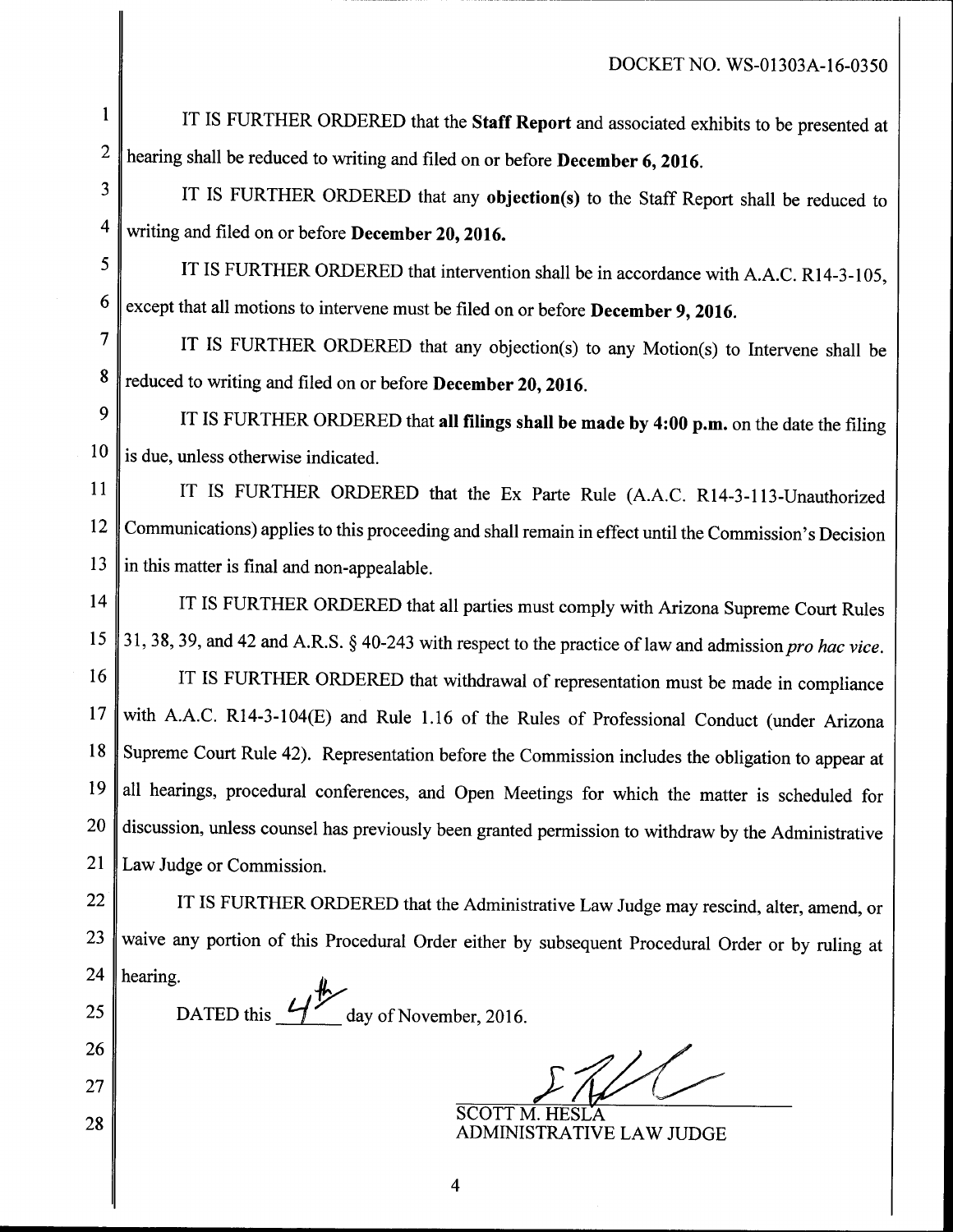DOCKET NO. WS-01303A-16-0350

IT IS FURTHER ORDERED that the **Staff Report** and associated exhibits to be presented at hearing shall be reduced to writing and filed on or before **December 6, 2016**.

IT IS FURTHER ORDERED that any **objection(s)** to the Staff Report shall be reduced to writing and filed on or before **December 20, 2016.**

IT IS FURTHER ORDERED that intervention shall be in accordance with A.A.C. R14-3-105, except that all motions to intervene must be filed on or before **December 9, 2016.**

IT IS FURTHER ORDERED that any objection(s) to any Motion(s) to Intervene shall be reduced to writing and filed on or before **December 20, 2016.**

IT IS FURTHER ORDERED that **all filings shall be made by 4:00 p.m.** on the date the filing is due, unless otherwise indicated.

IT IS FURTHER ORDERED that the Ex Parte Rule (A.A.C. R14-3-113-Unauthorized Communications) applies to this proceeding and shall remain in effect until the Commission's Decision in this matter is final and non-appealable.

IT IS FURTHER ORDERED that all parties must comply with Arizona Supreme Court Rules 31, 38, 39, and 42 and A.R.S. § 40-243 with respect to the practice of law and admission *pro hac vice.*

IT IS FURTHER ORDERED that withdrawal of representation must be made in compliance with A.A.C. R14-3-104(E) and Rule 1.16 of the Rules of Professional Conduct (under Arizona Supreme Court Rule 42). Representation before the Commission includes the obligation to appear at all hearings, procedural conferences, and Open Meetings for which the matter is scheduled for discussion, unless counsel has previously been granted permission to withdraw by the Administrative Law Judge or Commission.

IT IS FURTHER ORDERED that the Administrative Law Judge may rescind, alter, amend, or waive any portion of this Procedural Order either by subsequent Procedural Order or by ruling at hearing.

DATED this 4th day of November, 2016.

SCOTT M. HESLA
ADMINISTRATIVE LAW JUDGE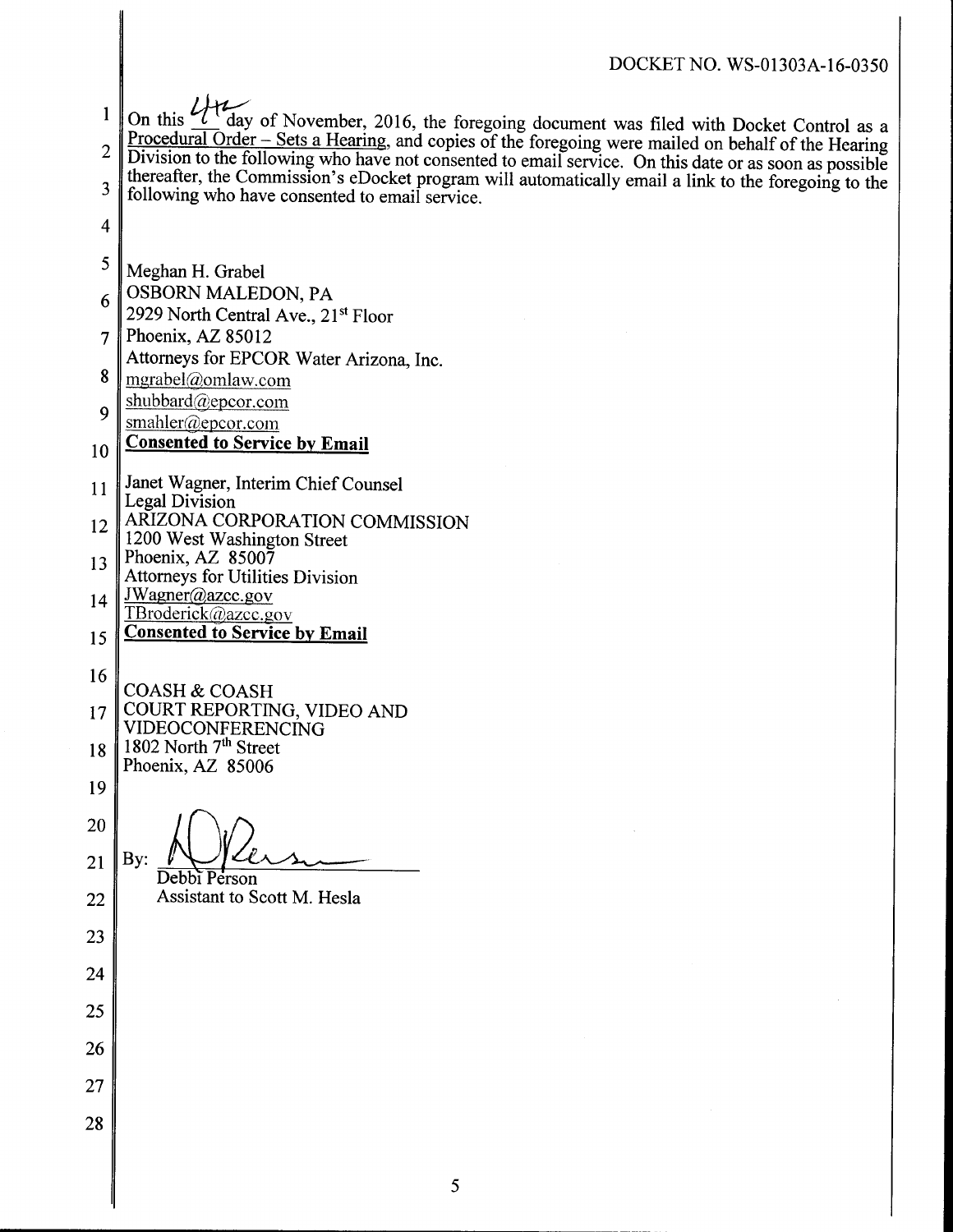DOCKET NO. WS-01303A-16-0350

On this 4th day of November, 2016, the foregoing document was filed with Docket Control as a Procedural Order – Sets a Hearing, and copies of the foregoing were mailed on behalf of the Hearing Division to the following who have not consented to email service. On this date or as soon as possible thereafter, the Commission's eDocket program will automatically email a link to the foregoing to the following who have consented to email service.

Meghan H. Grabel
OSBORN MALEDON, PA
2929 North Central Ave., 21st Floor
Phoenix, AZ 85012
Attorneys for EPCOR Water Arizona, Inc.
mgrabel@omlaw.com
shubbard@epcor.com
smahler@epcor.com
**Consented to Service by Email**

Janet Wagner, Interim Chief Counsel
Legal Division
ARIZONA CORPORATION COMMISSION
1200 West Washington Street
Phoenix, AZ 85007
Attorneys for Utilities Division
JWagner@azcc.gov
TBroderick@azcc.gov
**Consented to Service by Email**

COASH & COASH
COURT REPORTING, VIDEO AND
VIDEOCONFERENCING
1802 North 7th Street
Phoenix, AZ 85006

By: ______________________
Debbi Person
Assistant to Scott M. Hesla